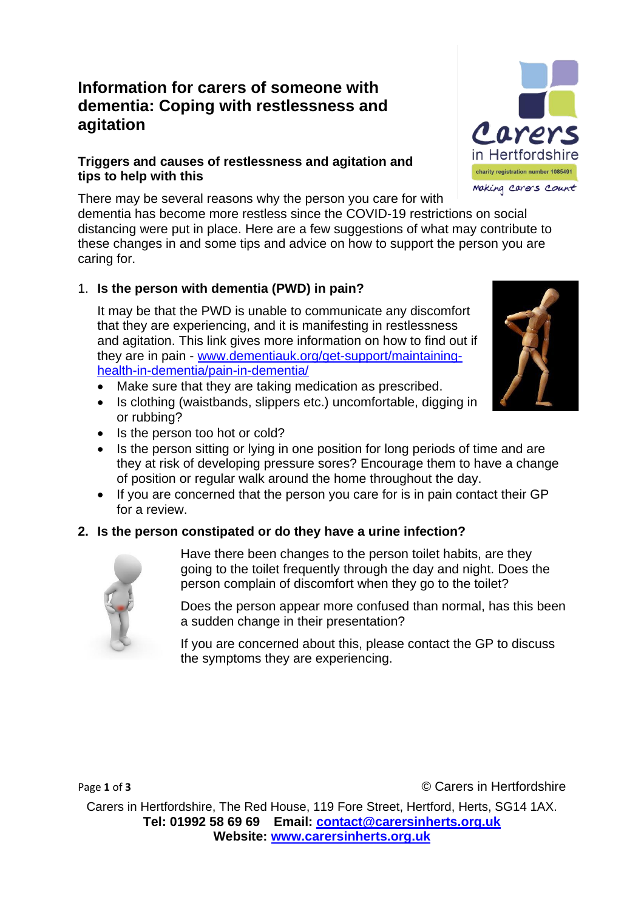# Information for carers of someone with dementia: Coping with restlessness and agitation

## Triggers and causes of restlessness and agitation and tips to help with this

There may be several reasons why the person you care for with dementia has become more restless since the COVID-19 restrictions on social distancing were put in place. Here are a few suggestions of what may contribute to these changes in and some tips and advice on how to support the person you are caring for.

1. **Is the person with dementia (PWD) in pain?**

   It may be that the PWD is unable to communicate any discomfort that they are experiencing, and it is manifesting in restlessness and agitation. This link gives more information on how to find out if they are in pain - [www.dementiauk.org/get-support/maintaining-health-in-dementia/pain-in-dementia/](http://www.dementiauk.org/get-support/maintaining-health-in-dementia/pain-in-dementia/)

   - Make sure that they are taking medication as prescribed.
   - Is clothing (waistbands, slippers etc.) uncomfortable, digging in or rubbing?
   - Is the person too hot or cold?
   - Is the person sitting or lying in one position for long periods of time and are they at risk of developing pressure sores? Encourage them to have a change of position or regular walk around the home throughout the day.
   - If you are concerned that the person you care for is in pain contact their GP for a review.

2. **Is the person constipated or do they have a urine infection?**

   Have there been changes to the person toilet habits, are they going to the toilet frequently through the day and night. Does the person complain of discomfort when they go to the toilet?

   Does the person appear more confused than normal, has this been a sudden change in their presentation?

   If you are concerned about this, please contact the GP to discuss the symptoms they are experiencing.

© Carers in Hertfordshire

Carers in Hertfordshire, The Red House, 119 Fore Street, Hertford, Herts, SG14 1AX.
**Tel: 01992 58 69 69 Email: [contact@carersinherts.org.uk](mailto:contact@carersinherts.org.uk)**
**Website: [www.carersinherts.org.uk](http://www.carersinherts.org.uk)**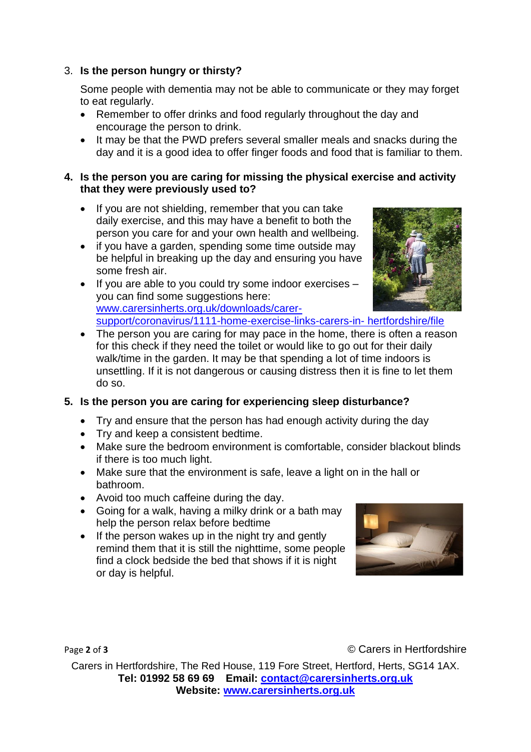3. **Is the person hungry or thirsty?**

   Some people with dementia may not be able to communicate or they may forget to eat regularly.

   - Remember to offer drinks and food regularly throughout the day and encourage the person to drink.
   - It may be that the PWD prefers several smaller meals and snacks during the day and it is a good idea to offer finger foods and food that is familiar to them.

4. **Is the person you are caring for missing the physical exercise and activity that they were previously used to?**

   - If you are not shielding, remember that you can take daily exercise, and this may have a benefit to both the person you care for and your own health and wellbeing.
   - if you have a garden, spending some time outside may be helpful in breaking up the day and ensuring you have some fresh air.
   - If you are able to you could try some indoor exercises – you can find some suggestions here: www.carersinherts.org.uk/downloads/carer-support/coronavirus/1111-home-exercise-links-carers-in- hertfordshire/file
   - The person you are caring for may pace in the home, there is often a reason for this check if they need the toilet or would like to go out for their daily walk/time in the garden. It may be that spending a lot of time indoors is unsettling. If it is not dangerous or causing distress then it is fine to let them do so.

5. **Is the person you are caring for experiencing sleep disturbance?**

   - Try and ensure that the person has had enough activity during the day
   - Try and keep a consistent bedtime.
   - Make sure the bedroom environment is comfortable, consider blackout blinds if there is too much light.
   - Make sure that the environment is safe, leave a light on in the hall or bathroom.
   - Avoid too much caffeine during the day.
   - Going for a walk, having a milky drink or a bath may help the person relax before bedtime
   - If the person wakes up in the night try and gently remind them that it is still the nighttime, some people find a clock bedside the bed that shows if it is night or day is helpful.

© Carers in Hertfordshire

Carers in Hertfordshire, The Red House, 119 Fore Street, Hertford, Herts, SG14 1AX.
**Tel: 01992 58 69 69 Email: contact@carersinherts.org.uk**
**Website: www.carersinherts.org.uk**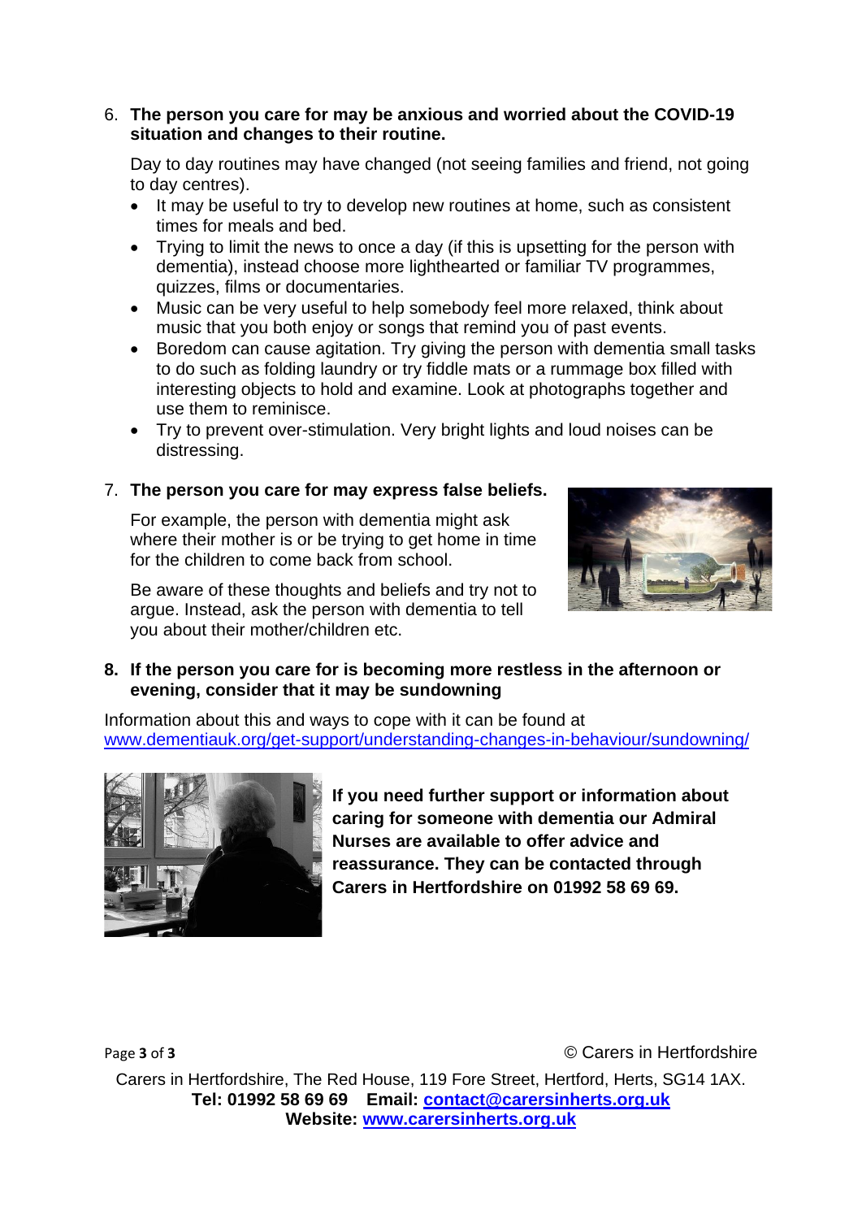6. **The person you care for may be anxious and worried about the COVID-19 situation and changes to their routine.**

   Day to day routines may have changed (not seeing families and friend, not going to day centres).

   - It may be useful to try to develop new routines at home, such as consistent times for meals and bed.
   - Trying to limit the news to once a day (if this is upsetting for the person with dementia), instead choose more lighthearted or familiar TV programmes, quizzes, films or documentaries.
   - Music can be very useful to help somebody feel more relaxed, think about music that you both enjoy or songs that remind you of past events.
   - Boredom can cause agitation. Try giving the person with dementia small tasks to do such as folding laundry or try fiddle mats or a rummage box filled with interesting objects to hold and examine. Look at photographs together and use them to reminisce.
   - Try to prevent over-stimulation. Very bright lights and loud noises can be distressing.

7. **The person you care for may express false beliefs.**

   For example, the person with dementia might ask where their mother is or be trying to get home in time for the children to come back from school.

   Be aware of these thoughts and beliefs and try not to argue. Instead, ask the person with dementia to tell you about their mother/children etc.

8. **If the person you care for is becoming more restless in the afternoon or evening, consider that it may be sundowning**

Information about this and ways to cope with it can be found at [www.dementiauk.org/get-support/understanding-changes-in-behaviour/sundowning/](www.dementiauk.org/get-support/understanding-changes-in-behaviour/sundowning/)

**If you need further support or information about caring for someone with dementia our Admiral Nurses are available to offer advice and reassurance. They can be contacted through Carers in Hertfordshire on 01992 58 69 69.**

© Carers in Hertfordshire

Carers in Hertfordshire, The Red House, 119 Fore Street, Hertford, Herts, SG14 1AX.
**Tel: 01992 58 69 69 Email: [contact@carersinherts.org.uk](mailto:contact@carersinherts.org.uk)**
**Website: [www.carersinherts.org.uk](www.carersinherts.org.uk)**